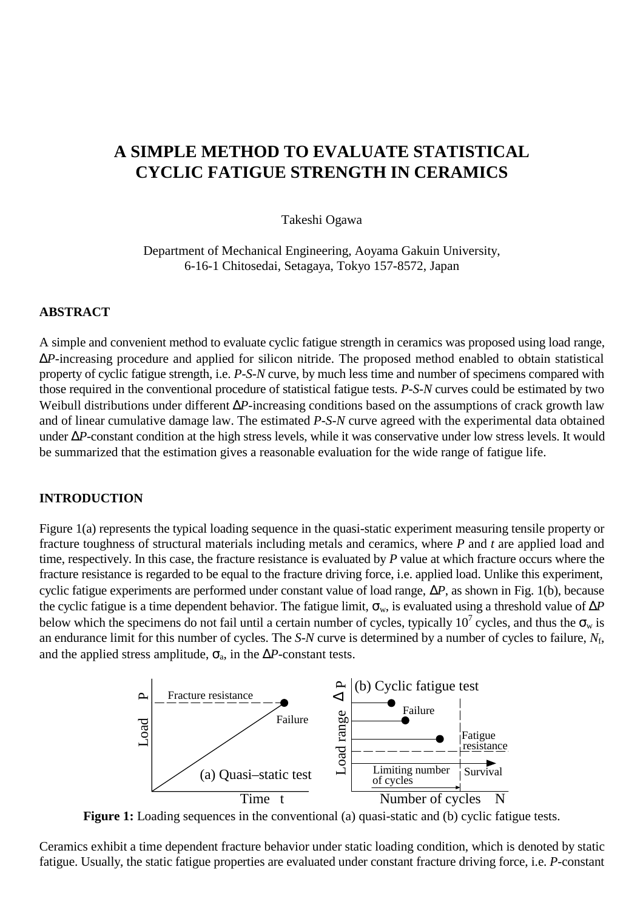# A SIMPLE METHOD TO EVALUATE STATISTICAL CYCLIC FATIGUE STRENGTH IN CERAMICS

Takeshi Ogawa

Department of Mechanical Engineering, Aoyama Gakuin University,
6-16-1 Chitosedai, Setagaya, Tokyo 157-8572, Japan

## ABSTRACT

A simple and convenient method to evaluate cyclic fatigue strength in ceramics was proposed using load range, $\Delta P$-increasing procedure and applied for silicon nitride. The proposed method enabled to obtain statistical property of cyclic fatigue strength, i.e. *P-S-N* curve, by much less time and number of specimens compared with those required in the conventional procedure of statistical fatigue tests. *P-S-N* curves could be estimated by two Weibull distributions under different $\Delta P$-increasing conditions based on the assumptions of crack growth law and of linear cumulative damage law. The estimated *P-S-N* curve agreed with the experimental data obtained under $\Delta P$-constant condition at the high stress levels, while it was conservative under low stress levels. It would be summarized that the estimation gives a reasonable evaluation for the wide range of fatigue life.

## INTRODUCTION

Figure 1(a) represents the typical loading sequence in the quasi-static experiment measuring tensile property or fracture toughness of structural materials including metals and ceramics, where $P$ and $t$ are applied load and time, respectively. In this case, the fracture resistance is evaluated by $P$ value at which fracture occurs where the fracture resistance is regarded to be equal to the fracture driving force, i.e. applied load. Unlike this experiment, cyclic fatigue experiments are performed under constant value of load range, $\Delta P$, as shown in Fig. 1(b), because the cyclic fatigue is a time dependent behavior. The fatigue limit, $\sigma_w$, is evaluated using a threshold value of $\Delta P$ below which the specimens do not fail until a certain number of cycles, typically $10^7$ cycles, and thus the $\sigma_w$ is an endurance limit for this number of cycles. The *S-N* curve is determined by a number of cycles to failure, $N_f$, and the applied stress amplitude, $\sigma_a$, in the $\Delta P$-constant tests.

**Figure 1:** Loading sequences in the conventional (a) quasi-static and (b) cyclic fatigue tests.

Ceramics exhibit a time dependent fracture behavior under static loading condition, which is denoted by static fatigue. Usually, the static fatigue properties are evaluated under constant fracture driving force, i.e. *P*-constant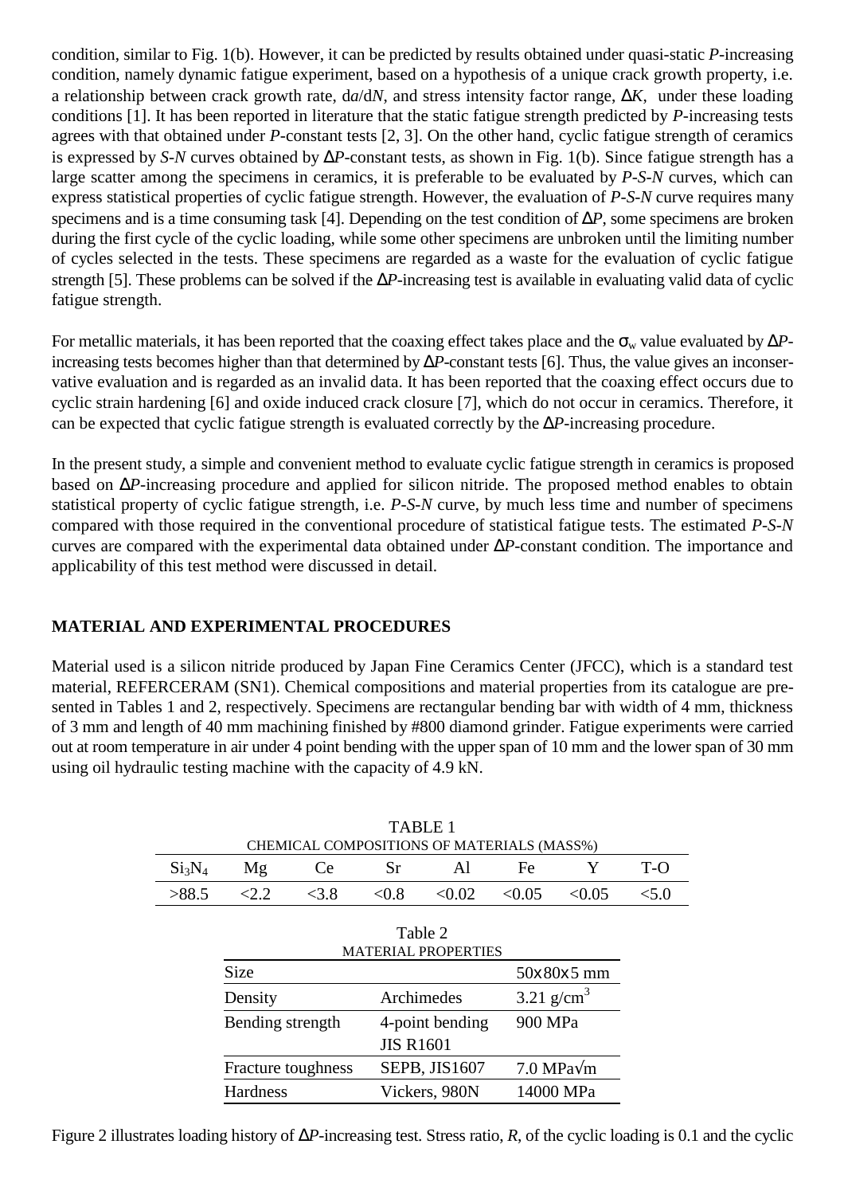condition, similar to Fig. 1(b). However, it can be predicted by results obtained under quasi-static *P*-increasing condition, namely dynamic fatigue experiment, based on a hypothesis of a unique crack growth property, i.e. a relationship between crack growth rate, $da/dN$, and stress intensity factor range, $\Delta K$, under these loading conditions [1]. It has been reported in literature that the static fatigue strength predicted by *P*-increasing tests agrees with that obtained under *P*-constant tests [2, 3]. On the other hand, cyclic fatigue strength of ceramics is expressed by *S-N* curves obtained by $\Delta P$-constant tests, as shown in Fig. 1(b). Since fatigue strength has a large scatter among the specimens in ceramics, it is preferable to be evaluated by *P-S-N* curves, which can express statistical properties of cyclic fatigue strength. However, the evaluation of *P-S-N* curve requires many specimens and is a time consuming task [4]. Depending on the test condition of $\Delta P$, some specimens are broken during the first cycle of the cyclic loading, while some other specimens are unbroken until the limiting number of cycles selected in the tests. These specimens are regarded as a waste for the evaluation of cyclic fatigue strength [5]. These problems can be solved if the $\Delta P$-increasing test is available in evaluating valid data of cyclic fatigue strength.

For metallic materials, it has been reported that the coaxing effect takes place and the $\sigma_w$ value evaluated by $\Delta P$-increasing tests becomes higher than that determined by $\Delta P$-constant tests [6]. Thus, the value gives an inconservative evaluation and is regarded as an invalid data. It has been reported that the coaxing effect occurs due to cyclic strain hardening [6] and oxide induced crack closure [7], which do not occur in ceramics. Therefore, it can be expected that cyclic fatigue strength is evaluated correctly by the $\Delta P$-increasing procedure.

In the present study, a simple and convenient method to evaluate cyclic fatigue strength in ceramics is proposed based on $\Delta P$-increasing procedure and applied for silicon nitride. The proposed method enables to obtain statistical property of cyclic fatigue strength, i.e. *P-S-N* curve, by much less time and number of specimens compared with those required in the conventional procedure of statistical fatigue tests. The estimated *P-S-N* curves are compared with the experimental data obtained under $\Delta P$-constant condition. The importance and applicability of this test method were discussed in detail.

## MATERIAL AND EXPERIMENTAL PROCEDURES

Material used is a silicon nitride produced by Japan Fine Ceramics Center (JFCC), which is a standard test material, REFERCERAM (SN1). Chemical compositions and material properties from its catalogue are presented in Tables 1 and 2, respectively. Specimens are rectangular bending bar with width of 4 mm, thickness of 3 mm and length of 40 mm machining finished by #800 diamond grinder. Fatigue experiments were carried out at room temperature in air under 4 point bending with the upper span of 10 mm and the lower span of 30 mm using oil hydraulic testing machine with the capacity of 4.9 kN.

TABLE 1
CHEMICAL COMPOSITIONS OF MATERIALS (MASS%)

| $Si_3N_4$ | Mg | Ce | Sr | Al | Fe | Y | T-O |
|---|---|---|---|---|---|---|---|
| >88.5 | <2.2 | <3.8 | <0.8 | <0.02 | <0.05 | <0.05 | <5.0 |

Table 2
MATERIAL PROPERTIES

| Size | | 50x80x5 mm |
|---|---|---|
| Density | Archimedes | 3.21 g/cm$^3$ |
| Bending strength | 4-point bending JIS R1601 | 900 MPa |
| Fracture toughness | SEPB, JIS1607 | 7.0 MPa√m |
| Hardness | Vickers, 980N | 14000 MPa |

Figure 2 illustrates loading history of $\Delta P$-increasing test. Stress ratio, *R*, of the cyclic loading is 0.1 and the cyclic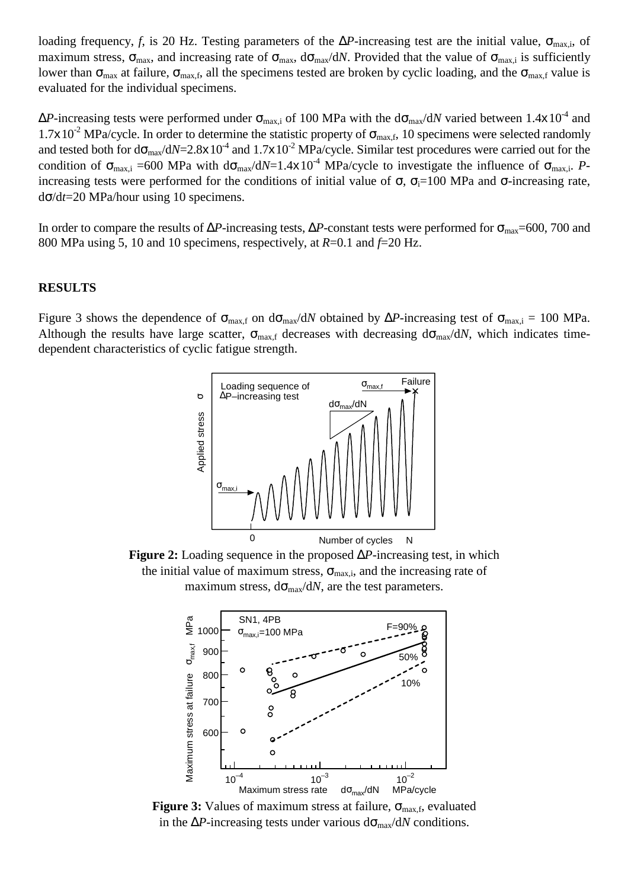loading frequency, $f$, is 20 Hz. Testing parameters of the $\Delta P$-increasing test are the initial value, $\sigma_{max,i}$, of maximum stress, $\sigma_{max}$, and increasing rate of $\sigma_{max}$, $d\sigma_{max}/dN$. Provided that the value of $\sigma_{max,i}$ is sufficiently lower than $\sigma_{max}$ at failure, $\sigma_{max,f}$, all the specimens tested are broken by cyclic loading, and the $\sigma_{max,f}$ value is evaluated for the individual specimens.

$\Delta P$-increasing tests were performed under $\sigma_{max,i}$ of 100 MPa with the $d\sigma_{max}/dN$ varied between $1.4\times10^{-4}$ and $1.7\times10^{-2}$ MPa/cycle. In order to determine the statistic property of $\sigma_{max,f}$, 10 specimens were selected randomly and tested both for $d\sigma_{max}/dN=2.8\times10^{-4}$ and $1.7\times10^{-2}$ MPa/cycle. Similar test procedures were carried out for the condition of $\sigma_{max,i}$ =600 MPa with $d\sigma_{max}/dN=1.4\times10^{-4}$ MPa/cycle to investigate the influence of $\sigma_{max,i}$. $P$-increasing tests were performed for the conditions of initial value of $\sigma$, $\sigma_i$=100 MPa and $\sigma$-increasing rate, $d\sigma/dt$=20 MPa/hour using 10 specimens.

In order to compare the results of $\Delta P$-increasing tests, $\Delta P$-constant tests were performed for $\sigma_{max}$=600, 700 and 800 MPa using 5, 10 and 10 specimens, respectively, at $R$=0.1 and $f$=20 Hz.

## RESULTS

Figure 3 shows the dependence of $\sigma_{max,f}$ on $d\sigma_{max}/dN$ obtained by $\Delta P$-increasing test of $\sigma_{max,i}$ = 100 MPa. Although the results have large scatter, $\sigma_{max,f}$ decreases with decreasing $d\sigma_{max}/dN$, which indicates time-dependent characteristics of cyclic fatigue strength.

**Figure 2:** Loading sequence in the proposed $\Delta P$-increasing test, in which the initial value of maximum stress, $\sigma_{max,i}$, and the increasing rate of maximum stress, $d\sigma_{max}/dN$, are the test parameters.

**Figure 3:** Values of maximum stress at failure, $\sigma_{max,f}$, evaluated in the $\Delta P$-increasing tests under various $d\sigma_{max}/dN$ conditions.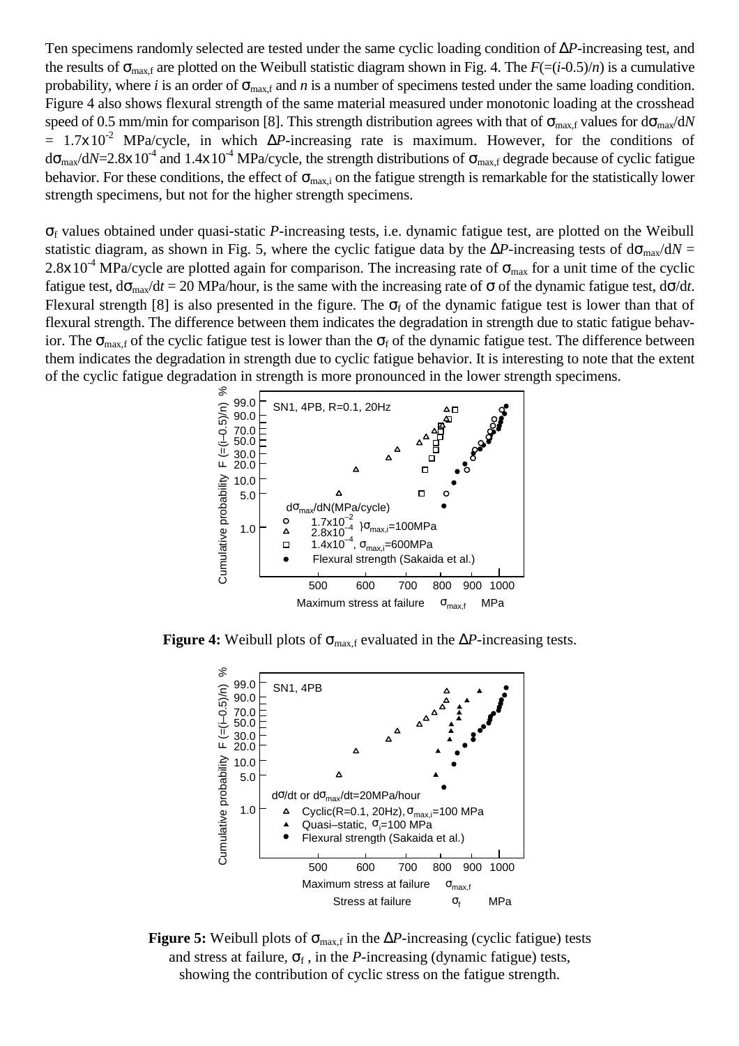Ten specimens randomly selected are tested under the same cyclic loading condition of $\Delta P$-increasing test, and the results of $\sigma_{max,f}$ are plotted on the Weibull statistic diagram shown in Fig. 4. The $F(=(i\text{-}0.5)/n)$ is a cumulative probability, where $i$ is an order of $\sigma_{max,f}$ and $n$ is a number of specimens tested under the same loading condition. Figure 4 also shows flexural strength of the same material measured under monotonic loading at the crosshead speed of 0.5 mm/min for comparison [8]. This strength distribution agrees with that of $\sigma_{max,f}$ values for $d\sigma_{max}/dN = 1.7\times10^{-2}$ MPa/cycle, in which $\Delta P$-increasing rate is maximum. However, for the conditions of $d\sigma_{max}/dN=2.8\times10^{-4}$ and $1.4\times10^{-4}$ MPa/cycle, the strength distributions of $\sigma_{max,f}$ degrade because of cyclic fatigue behavior. For these conditions, the effect of $\sigma_{max,i}$ on the fatigue strength is remarkable for the statistically lower strength specimens, but not for the higher strength specimens.

$\sigma_f$ values obtained under quasi-static $P$-increasing tests, i.e. dynamic fatigue test, are plotted on the Weibull statistic diagram, as shown in Fig. 5, where the cyclic fatigue data by the $\Delta P$-increasing tests of $d\sigma_{max}/dN = 2.8\times10^{-4}$ MPa/cycle are plotted again for comparison. The increasing rate of $\sigma_{max}$ for a unit time of the cyclic fatigue test, $d\sigma_{max}/dt = 20$ MPa/hour, is the same with the increasing rate of $\sigma$ of the dynamic fatigue test, $d\sigma/dt$. Flexural strength [8] is also presented in the figure. The $\sigma_f$ of the dynamic fatigue test is lower than that of flexural strength. The difference between them indicates the degradation in strength due to static fatigue behavior. The $\sigma_{max,f}$ of the cyclic fatigue test is lower than the $\sigma_f$ of the dynamic fatigue test. The difference between them indicates the degradation in strength due to cyclic fatigue behavior. It is interesting to note that the extent of the cyclic fatigue degradation in strength is more pronounced in the lower strength specimens.

**Figure 4:** Weibull plots of $\sigma_{max,f}$ evaluated in the $\Delta P$-increasing tests.

**Figure 5:** Weibull plots of $\sigma_{max,f}$ in the $\Delta P$-increasing (cyclic fatigue) tests and stress at failure, $\sigma_f$, in the $P$-increasing (dynamic fatigue) tests, showing the contribution of cyclic stress on the fatigue strength.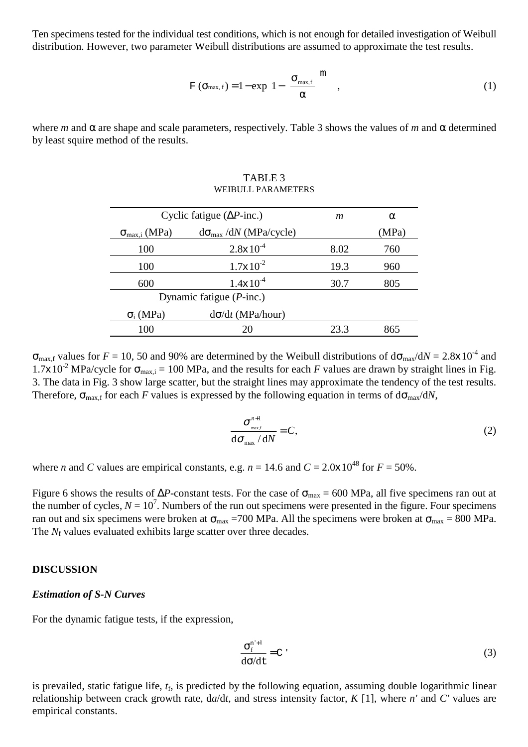Ten specimens tested for the individual test conditions, which is not enough for detailed investigation of Weibull distribution. However, two parameter Weibull distributions are assumed to approximate the test results.

$$F(\sigma_{max,f}) = 1 - \exp\left[1 - \left(\frac{\sigma_{max,f}}{\alpha}\right)^m\right], \tag{1}$$

where $m$ and $\alpha$ are shape and scale parameters, respectively. Table 3 shows the values of $m$ and $\alpha$ determined by least squire method of the results.

TABLE 3
WEIBULL PARAMETERS

| Cyclic fatigue ($\Delta P$-inc.) | | $m$ | $\alpha$ |
|---|---|---|---|
| $\sigma_{max,i}$ (MPa) | $d\sigma_{max}/dN$ (MPa/cycle) | | (MPa) |
| 100 | $2.8\times10^{-4}$ | 8.02 | 760 |
| 100 | $1.7\times10^{-2}$ | 19.3 | 960 |
| 600 | $1.4\times10^{-4}$ | 30.7 | 805 |
| Dynamic fatigue ($P$-inc.) | | | |
| $\sigma_i$ (MPa) | $d\sigma/dt$ (MPa/hour) | | |
| 100 | 20 | 23.3 | 865 |

$\sigma_{max,f}$ values for $F$ = 10, 50 and 90% are determined by the Weibull distributions of $d\sigma_{max}/dN = 2.8\times10^{-4}$ and $1.7\times10^{-2}$ MPa/cycle for $\sigma_{max,i}$ = 100 MPa, and the results for each $F$ values are drawn by straight lines in Fig. 3. The data in Fig. 3 show large scatter, but the straight lines may approximate the tendency of the test results. Therefore, $\sigma_{max,f}$ for each $F$ values is expressed by the following equation in terms of $d\sigma_{max}/dN$,

$$\frac{\sigma_{max,f}^{n+1}}{d\sigma_{max}/dN} = C, \tag{2}$$

where $n$ and $C$ values are empirical constants, e.g. $n$ = 14.6 and $C = 2.0\times10^{48}$ for $F$ = 50%.

Figure 6 shows the results of $\Delta P$-constant tests. For the case of $\sigma_{max}$ = 600 MPa, all five specimens ran out at the number of cycles, $N = 10^7$. Numbers of the run out specimens were presented in the figure. Four specimens ran out and six specimens were broken at $\sigma_{max}$ =700 MPa. All the specimens were broken at $\sigma_{max}$ = 800 MPa. The $N_f$ values evaluated exhibits large scatter over three decades.

## DISCUSSION

### *Estimation of S-N Curves*

For the dynamic fatigue tests, if the expression,

$$\frac{\sigma_f^{n'+1}}{d\sigma/dt} = C' \tag{3}$$

is prevailed, static fatigue life, $t_f$, is predicted by the following equation, assuming double logarithmic linear relationship between crack growth rate, $da/dt$, and stress intensity factor, $K$ [1], where $n'$ and $C'$ values are empirical constants.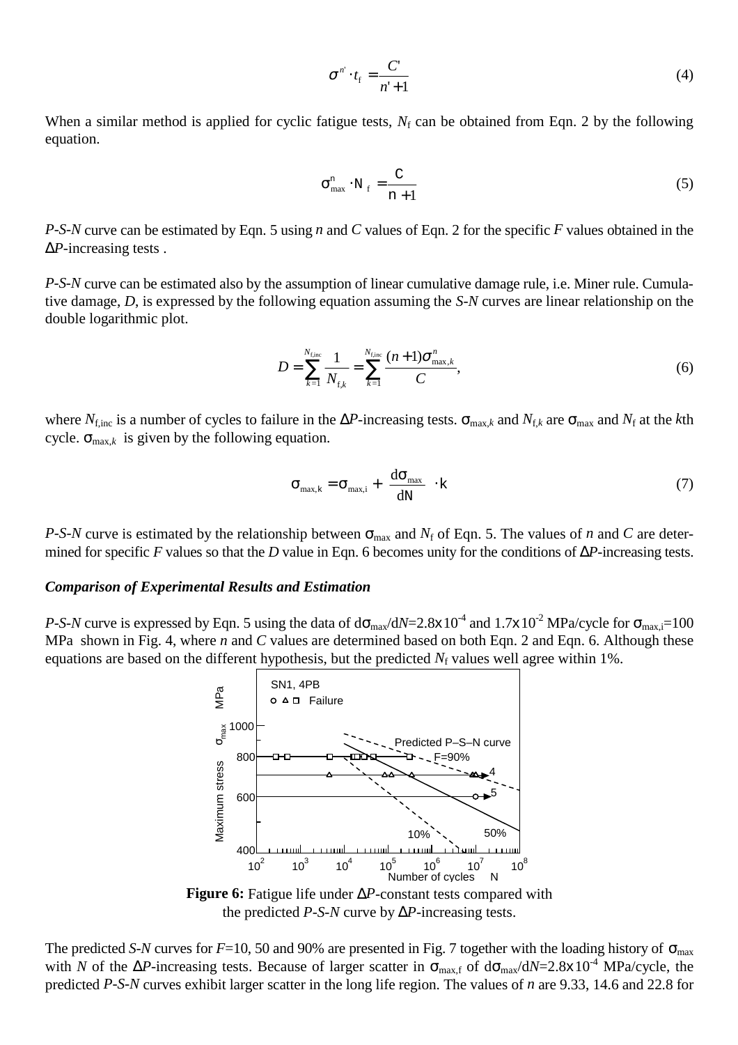$$\sigma^{n'} \cdot t_f = \frac{C'}{n'+1} \tag{4}$$

When a similar method is applied for cyclic fatigue tests, $N_f$ can be obtained from Eqn. 2 by the following equation.

$$\sigma_{max}^{n} \cdot N_f = \frac{C}{n+1} \tag{5}$$

*P-S-N* curve can be estimated by Eqn. 5 using $n$ and $C$ values of Eqn. 2 for the specific $F$ values obtained in the Δ*P*-increasing tests .

*P-S-N* curve can be estimated also by the assumption of linear cumulative damage rule, i.e. Miner rule. Cumulative damage, $D$, is expressed by the following equation assuming the *S-N* curves are linear relationship on the double logarithmic plot.

$$D = \sum_{k=1}^{N_{f,inc}} \frac{1}{N_{f,k}} = \sum_{k=1}^{N_{f,inc}} \frac{(n+1)\sigma_{max,k}^{n}}{C}, \tag{6}$$

where $N_{f,inc}$ is a number of cycles to failure in the Δ*P*-increasing tests. $\sigma_{max,k}$ and $N_{f,k}$ are $\sigma_{max}$ and $N_f$ at the $k$th cycle. $\sigma_{max,k}$ is given by the following equation.

$$\sigma_{max,k} = \sigma_{max,i} + \frac{d\sigma_{max}}{dN} \cdot k \tag{7}$$

*P-S-N* curve is estimated by the relationship between $\sigma_{max}$ and $N_f$ of Eqn. 5. The values of $n$ and $C$ are determined for specific $F$ values so that the $D$ value in Eqn. 6 becomes unity for the conditions of Δ*P*-increasing tests.

### *Comparison of Experimental Results and Estimation*

*P-S-N* curve is expressed by Eqn. 5 using the data of $d\sigma_{max}/dN$=2.8x$10^{-4}$ and 1.7x$10^{-2}$ MPa/cycle for $\sigma_{max,i}$=100 MPa shown in Fig. 4, where $n$ and $C$ values are determined based on both Eqn. 2 and Eqn. 6. Although these equations are based on the different hypothesis, but the predicted $N_f$ values well agree within 1%.

**Figure 6:** Fatigue life under Δ*P*-constant tests compared with the predicted *P-S-N* curve by Δ*P*-increasing tests.

The predicted *S-N* curves for $F$=10, 50 and 90% are presented in Fig. 7 together with the loading history of $\sigma_{max}$ with $N$ of the Δ*P*-increasing tests. Because of larger scatter in $\sigma_{max,f}$ of $d\sigma_{max}/dN$=2.8x$10^{-4}$ MPa/cycle, the predicted *P-S-N* curves exhibit larger scatter in the long life region. The values of $n$ are 9.33, 14.6 and 22.8 for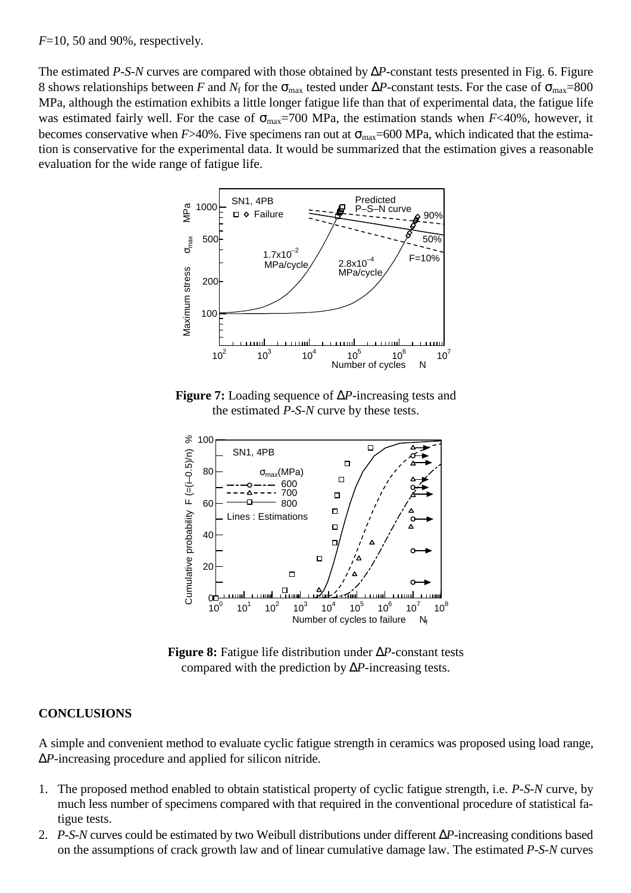$F$=10, 50 and 90%, respectively.

The estimated *P-S-N* curves are compared with those obtained by $\Delta P$-constant tests presented in Fig. 6. Figure 8 shows relationships between $F$ and $N_f$ for the $\sigma_{max}$ tested under $\Delta P$-constant tests. For the case of $\sigma_{max}$=800 MPa, although the estimation exhibits a little longer fatigue life than that of experimental data, the fatigue life was estimated fairly well. For the case of $\sigma_{max}$=700 MPa, the estimation stands when $F$<40%, however, it becomes conservative when $F$>40%. Five specimens ran out at $\sigma_{max}$=600 MPa, which indicated that the estimation is conservative for the experimental data. It would be summarized that the estimation gives a reasonable evaluation for the wide range of fatigue life.

**Figure 7:** Loading sequence of $\Delta P$-increasing tests and the estimated *P-S-N* curve by these tests.

**Figure 8:** Fatigue life distribution under $\Delta P$-constant tests compared with the prediction by $\Delta P$-increasing tests.

## CONCLUSIONS

A simple and convenient method to evaluate cyclic fatigue strength in ceramics was proposed using load range, $\Delta P$-increasing procedure and applied for silicon nitride.

1. The proposed method enabled to obtain statistical property of cyclic fatigue strength, i.e. *P-S-N* curve, by much less number of specimens compared with that required in the conventional procedure of statistical fatigue tests.
2. *P-S-N* curves could be estimated by two Weibull distributions under different $\Delta P$-increasing conditions based on the assumptions of crack growth law and of linear cumulative damage law. The estimated *P-S-N* curves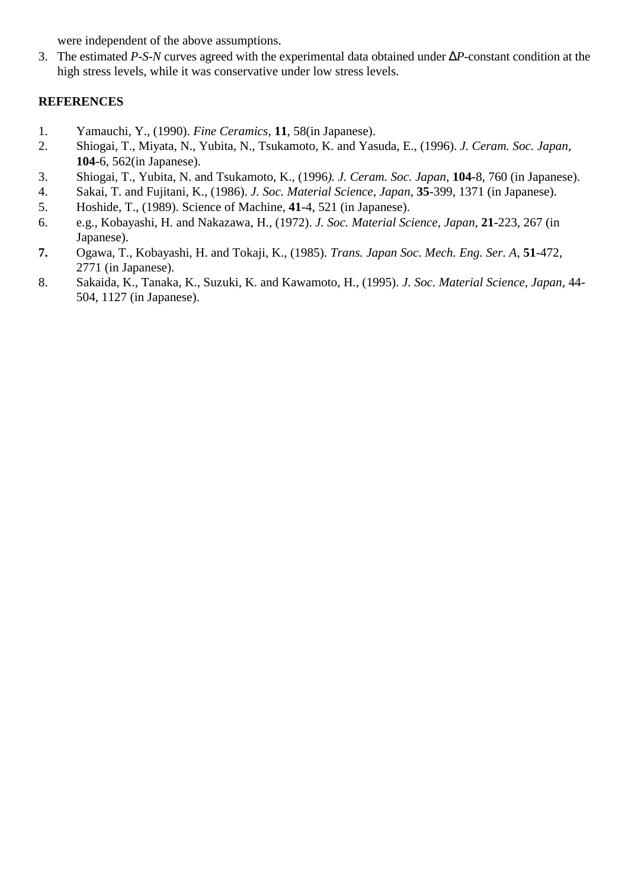were independent of the above assumptions.

3. The estimated *P-S-N* curves agreed with the experimental data obtained under Δ*P*-constant condition at the high stress levels, while it was conservative under low stress levels.

**REFERENCES**

1. Yamauchi, Y., (1990). *Fine Ceramics*, **11**, 58(in Japanese).
2. Shiogai, T., Miyata, N., Yubita, N., Tsukamoto, K. and Yasuda, E., (1996). *J. Ceram. Soc. Japan*, **104**-6, 562(in Japanese).
3. Shiogai, T., Yubita, N. and Tsukamoto, K., (1996*). J. Ceram. Soc. Japan*, **104**-8, 760 (in Japanese).
4. Sakai, T. and Fujitani, K., (1986). *J. Soc. Material Science, Japan*, **35**-399, 1371 (in Japanese).
5. Hoshide, T., (1989). Science of Machine, **41**-4, 521 (in Japanese).
6. e.g., Kobayashi, H. and Nakazawa, H., (1972). *J. Soc. Material Science, Japan*, **21**-223, 267 (in Japanese).
7. Ogawa, T., Kobayashi, H. and Tokaji, K., (1985). *Trans. Japan Soc. Mech. Eng. Ser. A*, **51**-472, 2771 (in Japanese).
8. Sakaida, K., Tanaka, K., Suzuki, K. and Kawamoto, H., (1995). *J. Soc. Material Science, Japan*, 44-504, 1127 (in Japanese).